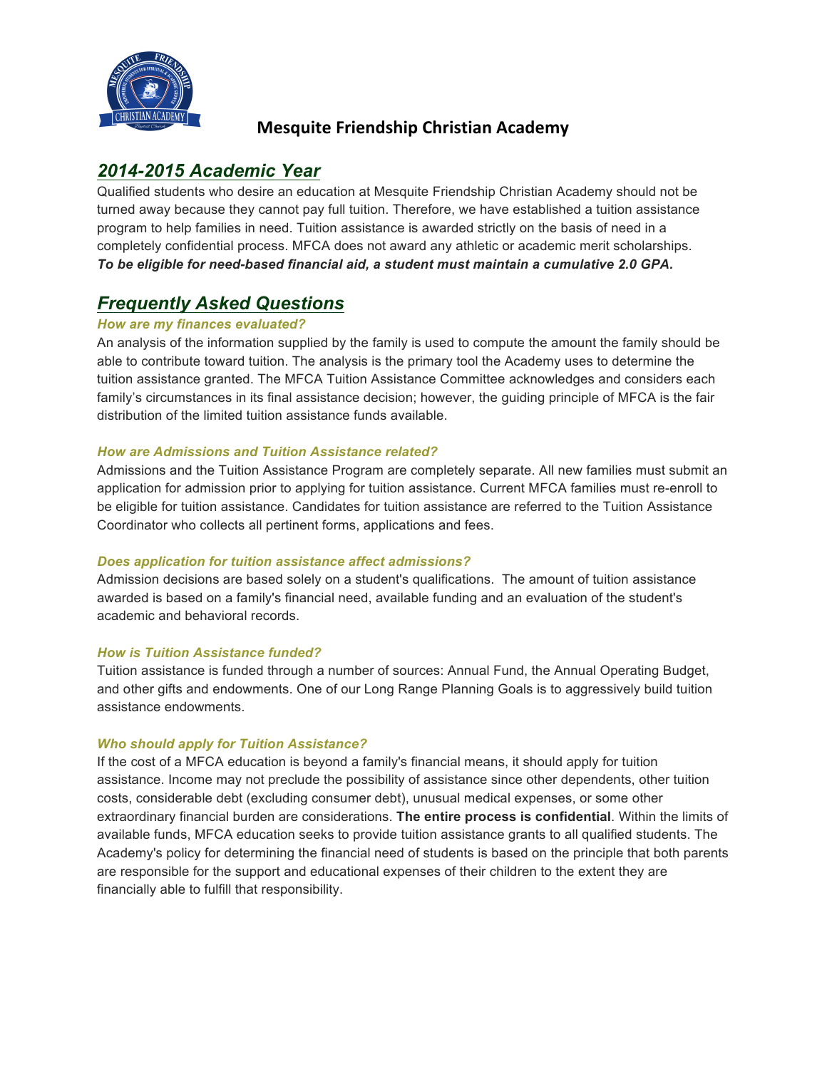# Mesquite Friendship Christian Academy

## 2014-2015 Academic Year

Qualified students who desire an education at Mesquite Friendship Christian Academy should not be turned away because they cannot pay full tuition. Therefore, we have established a tuition assistance program to help families in need. Tuition assistance is awarded strictly on the basis of need in a completely confidential process. MFCA does not award any athletic or academic merit scholarships. ***To be eligible for need-based financial aid, a student must maintain a cumulative 2.0 GPA.***

## Frequently Asked Questions

### *How are my finances evaluated?*

An analysis of the information supplied by the family is used to compute the amount the family should be able to contribute toward tuition. The analysis is the primary tool the Academy uses to determine the tuition assistance granted. The MFCA Tuition Assistance Committee acknowledges and considers each family's circumstances in its final assistance decision; however, the guiding principle of MFCA is the fair distribution of the limited tuition assistance funds available.

### *How are Admissions and Tuition Assistance related?*

Admissions and the Tuition Assistance Program are completely separate. All new families must submit an application for admission prior to applying for tuition assistance. Current MFCA families must re-enroll to be eligible for tuition assistance. Candidates for tuition assistance are referred to the Tuition Assistance Coordinator who collects all pertinent forms, applications and fees.

### *Does application for tuition assistance affect admissions?*

Admission decisions are based solely on a student's qualifications. The amount of tuition assistance awarded is based on a family's financial need, available funding and an evaluation of the student's academic and behavioral records.

### *How is Tuition Assistance funded?*

Tuition assistance is funded through a number of sources: Annual Fund, the Annual Operating Budget, and other gifts and endowments. One of our Long Range Planning Goals is to aggressively build tuition assistance endowments.

### *Who should apply for Tuition Assistance?*

If the cost of a MFCA education is beyond a family's financial means, it should apply for tuition assistance. Income may not preclude the possibility of assistance since other dependents, other tuition costs, considerable debt (excluding consumer debt), unusual medical expenses, or some other extraordinary financial burden are considerations. **The entire process is confidential**. Within the limits of available funds, MFCA education seeks to provide tuition assistance grants to all qualified students. The Academy's policy for determining the financial need of students is based on the principle that both parents are responsible for the support and educational expenses of their children to the extent they are financially able to fulfill that responsibility.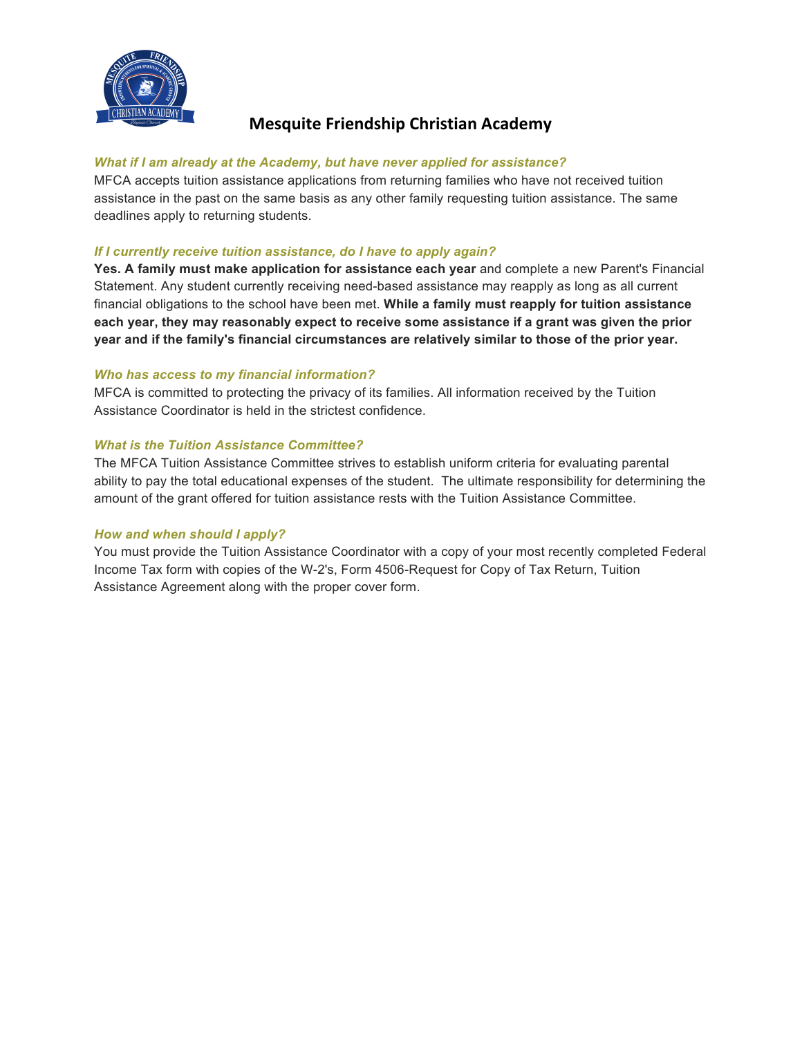# Mesquite Friendship Christian Academy

***What if I am already at the Academy, but have never applied for assistance?***

MFCA accepts tuition assistance applications from returning families who have not received tuition assistance in the past on the same basis as any other family requesting tuition assistance. The same deadlines apply to returning students.

***If I currently receive tuition assistance, do I have to apply again?***

**Yes. A family must make application for assistance each year** and complete a new Parent's Financial Statement. Any student currently receiving need-based assistance may reapply as long as all current financial obligations to the school have been met. **While a family must reapply for tuition assistance each year, they may reasonably expect to receive some assistance if a grant was given the prior year and if the family's financial circumstances are relatively similar to those of the prior year.**

***Who has access to my financial information?***

MFCA is committed to protecting the privacy of its families. All information received by the Tuition Assistance Coordinator is held in the strictest confidence.

***What is the Tuition Assistance Committee?***

The MFCA Tuition Assistance Committee strives to establish uniform criteria for evaluating parental ability to pay the total educational expenses of the student. The ultimate responsibility for determining the amount of the grant offered for tuition assistance rests with the Tuition Assistance Committee.

***How and when should I apply?***

You must provide the Tuition Assistance Coordinator with a copy of your most recently completed Federal Income Tax form with copies of the W-2's, Form 4506-Request for Copy of Tax Return, Tuition Assistance Agreement along with the proper cover form.